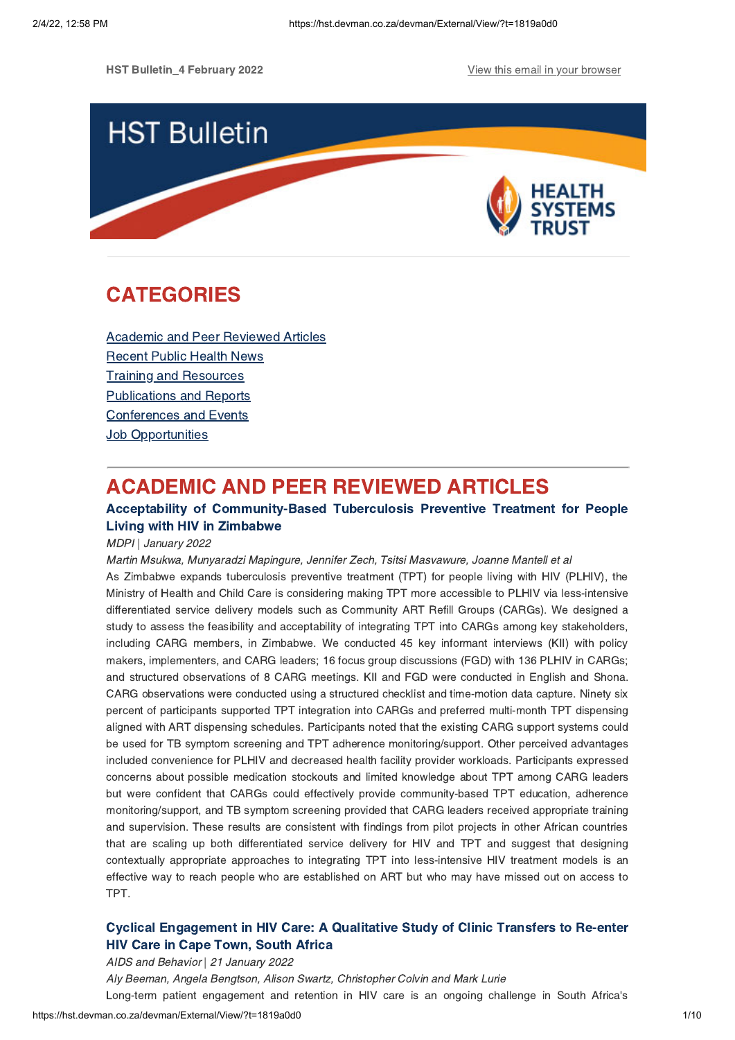HST Bulletin_4 February 2022

View this email in your browser

# HST Bulletin

# CATEGORIES

Academic and Peer Reviewed Articles
Recent Public Health News
Training and Resources
Publications and Reports
Conferences and Events
Job Opportunities

# ACADEMIC AND PEER REVIEWED ARTICLES

### Acceptability of Community-Based Tuberculosis Preventive Treatment for People Living with HIV in Zimbabwe

*MDPI | January 2022*

*Martin Msukwa, Munyaradzi Mapingure, Jennifer Zech, Tsitsi Masvawure, Joanne Mantell et al*

As Zimbabwe expands tuberculosis preventive treatment (TPT) for people living with HIV (PLHIV), the Ministry of Health and Child Care is considering making TPT more accessible to PLHIV via less-intensive differentiated service delivery models such as Community ART Refill Groups (CARGs). We designed a study to assess the feasibility and acceptability of integrating TPT into CARGs among key stakeholders, including CARG members, in Zimbabwe. We conducted 45 key informant interviews (KII) with policy makers, implementers, and CARG leaders; 16 focus group discussions (FGD) with 136 PLHIV in CARGs; and structured observations of 8 CARG meetings. KII and FGD were conducted in English and Shona. CARG observations were conducted using a structured checklist and time-motion data capture. Ninety six percent of participants supported TPT integration into CARGs and preferred multi-month TPT dispensing aligned with ART dispensing schedules. Participants noted that the existing CARG support systems could be used for TB symptom screening and TPT adherence monitoring/support. Other perceived advantages included convenience for PLHIV and decreased health facility provider workloads. Participants expressed concerns about possible medication stockouts and limited knowledge about TPT among CARG leaders but were confident that CARGs could effectively provide community-based TPT education, adherence monitoring/support, and TB symptom screening provided that CARG leaders received appropriate training and supervision. These results are consistent with findings from pilot projects in other African countries that are scaling up both differentiated service delivery for HIV and TPT and suggest that designing contextually appropriate approaches to integrating TPT into less-intensive HIV treatment models is an effective way to reach people who are established on ART but who may have missed out on access to TPT.

### Cyclical Engagement in HIV Care: A Qualitative Study of Clinic Transfers to Re-enter HIV Care in Cape Town, South Africa

*AIDS and Behavior | 21 January 2022*

*Aly Beeman, Angela Bengtson, Alison Swartz, Christopher Colvin and Mark Lurie*

Long-term patient engagement and retention in HIV care is an ongoing challenge in South Africa's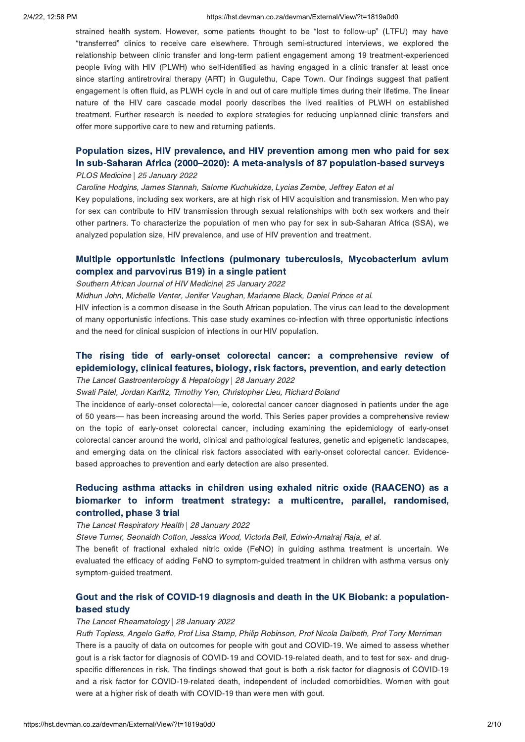strained health system. However, some patients thought to be "lost to follow-up" (LTFU) may have "transferred" clinics to receive care elsewhere. Through semi-structured interviews, we explored the relationship between clinic transfer and long-term patient engagement among 19 treatment-experienced people living with HIV (PLWH) who self-identified as having engaged in a clinic transfer at least once since starting antiretroviral therapy (ART) in Gugulethu, Cape Town. Our findings suggest that patient engagement is often fluid, as PLWH cycle in and out of care multiple times during their lifetime. The linear nature of the HIV care cascade model poorly describes the lived realities of PLWH on established treatment. Further research is needed to explore strategies for reducing unplanned clinic transfers and offer more supportive care to new and returning patients.

### Population sizes, HIV prevalence, and HIV prevention among men who paid for sex in sub-Saharan Africa (2000–2020): A meta-analysis of 87 population-based surveys

*PLOS Medicine | 25 January 2022*

*Caroline Hodgins, James Stannah, Salome Kuchukidze, Lycias Zembe, Jeffrey Eaton et al*

Key populations, including sex workers, are at high risk of HIV acquisition and transmission. Men who pay for sex can contribute to HIV transmission through sexual relationships with both sex workers and their other partners. To characterize the population of men who pay for sex in sub-Saharan Africa (SSA), we analyzed population size, HIV prevalence, and use of HIV prevention and treatment.

### Multiple opportunistic infections (pulmonary tuberculosis, Mycobacterium avium complex and parvovirus B19) in a single patient

*Southern African Journal of HIV Medicine| 25 January 2022*

*Midhun John, Michelle Venter, Jenifer Vaughan, Marianne Black, Daniel Prince et al.*

HIV infection is a common disease in the South African population. The virus can lead to the development of many opportunistic infections. This case study examines co-infection with three opportunistic infections and the need for clinical suspicion of infections in our HIV population.

### The rising tide of early-onset colorectal cancer: a comprehensive review of epidemiology, clinical features, biology, risk factors, prevention, and early detection

*The Lancet Gastroenterology & Hepatology | 28 January 2022*

*Swati Patel, Jordan Karlitz, Timothy Yen, Christopher Lieu, Richard Boland*

The incidence of early-onset colorectal—ie, colorectal cancer cancer diagnosed in patients under the age of 50 years— has been increasing around the world. This Series paper provides a comprehensive review on the topic of early-onset colorectal cancer, including examining the epidemiology of early-onset colorectal cancer around the world, clinical and pathological features, genetic and epigenetic landscapes, and emerging data on the clinical risk factors associated with early-onset colorectal cancer. Evidence-based approaches to prevention and early detection are also presented.

### Reducing asthma attacks in children using exhaled nitric oxide (RAACENO) as a biomarker to inform treatment strategy: a multicentre, parallel, randomised, controlled, phase 3 trial

*The Lancet Respiratory Health | 28 January 2022*

*Steve Turner, Seonaidh Cotton, Jessica Wood, Victoria Bell, Edwin-Amalraj Raja, et al.*

The benefit of fractional exhaled nitric oxide (FeNO) in guiding asthma treatment is uncertain. We evaluated the efficacy of adding FeNO to symptom-guided treatment in children with asthma versus only symptom-guided treatment.

### Gout and the risk of COVID-19 diagnosis and death in the UK Biobank: a population-based study

*The Lancet Rheamatology | 28 January 2022*

*Ruth Topless, Angelo Gaffo, Prof Lisa Stamp, Philip Robinson, Prof Nicola Dalbeth, Prof Tony Merriman*

There is a paucity of data on outcomes for people with gout and COVID-19. We aimed to assess whether gout is a risk factor for diagnosis of COVID-19 and COVID-19-related death, and to test for sex- and drug-specific differences in risk. The findings showed that gout is both a risk factor for diagnosis of COVID-19 and a risk factor for COVID-19-related death, independent of included comorbidities. Women with gout were at a higher risk of death with COVID-19 than were men with gout.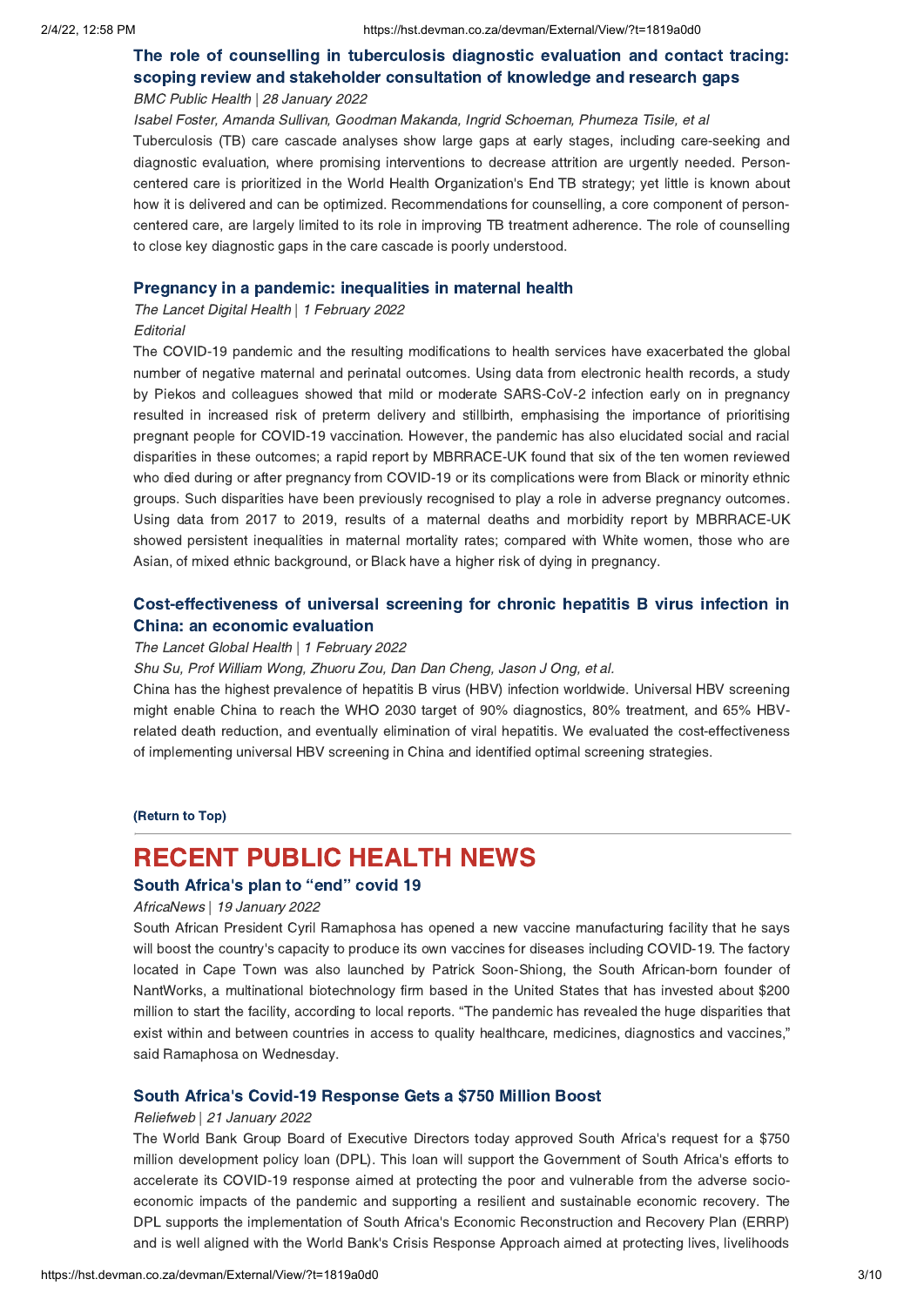### The role of counselling in tuberculosis diagnostic evaluation and contact tracing: scoping review and stakeholder consultation of knowledge and research gaps

*BMC Public Health | 28 January 2022*

*Isabel Foster, Amanda Sullivan, Goodman Makanda, Ingrid Schoeman, Phumeza Tisile, et al*

Tuberculosis (TB) care cascade analyses show large gaps at early stages, including care-seeking and diagnostic evaluation, where promising interventions to decrease attrition are urgently needed. Person-centered care is prioritized in the World Health Organization's End TB strategy; yet little is known about how it is delivered and can be optimized. Recommendations for counselling, a core component of person-centered care, are largely limited to its role in improving TB treatment adherence. The role of counselling to close key diagnostic gaps in the care cascade is poorly understood.

### Pregnancy in a pandemic: inequalities in maternal health

*The Lancet Digital Health | 1 February 2022*

*Editorial*

The COVID-19 pandemic and the resulting modifications to health services have exacerbated the global number of negative maternal and perinatal outcomes. Using data from electronic health records, a study by Piekos and colleagues showed that mild or moderate SARS-CoV-2 infection early on in pregnancy resulted in increased risk of preterm delivery and stillbirth, emphasising the importance of prioritising pregnant people for COVID-19 vaccination. However, the pandemic has also elucidated social and racial disparities in these outcomes; a rapid report by MBRRACE-UK found that six of the ten women reviewed who died during or after pregnancy from COVID-19 or its complications were from Black or minority ethnic groups. Such disparities have been previously recognised to play a role in adverse pregnancy outcomes. Using data from 2017 to 2019, results of a maternal deaths and morbidity report by MBRRACE-UK showed persistent inequalities in maternal mortality rates; compared with White women, those who are Asian, of mixed ethnic background, or Black have a higher risk of dying in pregnancy.

### Cost-effectiveness of universal screening for chronic hepatitis B virus infection in China: an economic evaluation

*The Lancet Global Health | 1 February 2022*

*Shu Su, Prof William Wong, Zhuoru Zou, Dan Dan Cheng, Jason J Ong, et al.*

China has the highest prevalence of hepatitis B virus (HBV) infection worldwide. Universal HBV screening might enable China to reach the WHO 2030 target of 90% diagnostics, 80% treatment, and 65% HBV-related death reduction, and eventually elimination of viral hepatitis. We evaluated the cost-effectiveness of implementing universal HBV screening in China and identified optimal screening strategies.

**(Return to Top)**

---

## RECENT PUBLIC HEALTH NEWS

### South Africa's plan to "end" covid 19

*AfricaNews | 19 January 2022*

South African President Cyril Ramaphosa has opened a new vaccine manufacturing facility that he says will boost the country's capacity to produce its own vaccines for diseases including COVID-19. The factory located in Cape Town was also launched by Patrick Soon-Shiong, the South African-born founder of NantWorks, a multinational biotechnology firm based in the United States that has invested about $200 million to start the facility, according to local reports. "The pandemic has revealed the huge disparities that exist within and between countries in access to quality healthcare, medicines, diagnostics and vaccines," said Ramaphosa on Wednesday.

### South Africa's Covid-19 Response Gets a $750 Million Boost

*Reliefweb | 21 January 2022*

The World Bank Group Board of Executive Directors today approved South Africa's request for a $750 million development policy loan (DPL). This loan will support the Government of South Africa's efforts to accelerate its COVID-19 response aimed at protecting the poor and vulnerable from the adverse socio-economic impacts of the pandemic and supporting a resilient and sustainable economic recovery. The DPL supports the implementation of South Africa's Economic Reconstruction and Recovery Plan (ERRP) and is well aligned with the World Bank's Crisis Response Approach aimed at protecting lives, livelihoods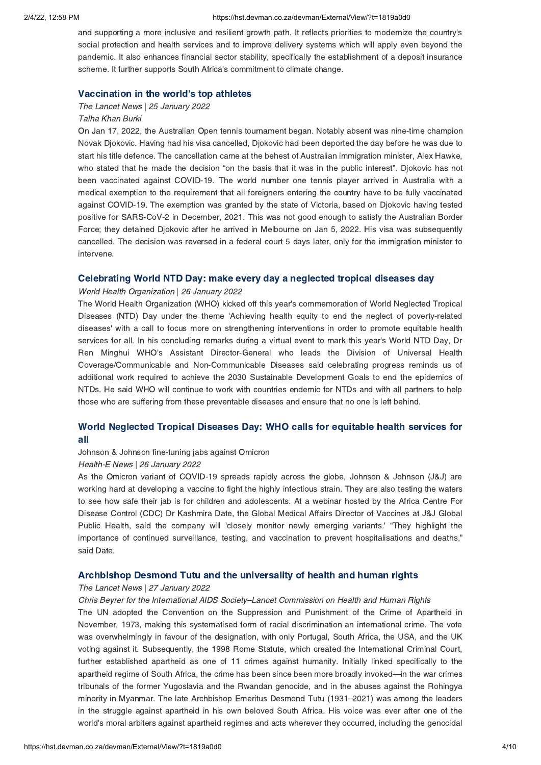and supporting a more inclusive and resilient growth path. It reflects priorities to modernize the country's social protection and health services and to improve delivery systems which will apply even beyond the pandemic. It also enhances financial sector stability, specifically the establishment of a deposit insurance scheme. It further supports South Africa's commitment to climate change.

### Vaccination in the world's top athletes

*The Lancet News | 25 January 2022*

*Talha Khan Burki*

On Jan 17, 2022, the Australian Open tennis tournament began. Notably absent was nine-time champion Novak Djokovic. Having had his visa cancelled, Djokovic had been deported the day before he was due to start his title defence. The cancellation came at the behest of Australian immigration minister, Alex Hawke, who stated that he made the decision "on the basis that it was in the public interest". Djokovic has not been vaccinated against COVID-19. The world number one tennis player arrived in Australia with a medical exemption to the requirement that all foreigners entering the country have to be fully vaccinated against COVID-19. The exemption was granted by the state of Victoria, based on Djokovic having tested positive for SARS-CoV-2 in December, 2021. This was not good enough to satisfy the Australian Border Force; they detained Djokovic after he arrived in Melbourne on Jan 5, 2022. His visa was subsequently cancelled. The decision was reversed in a federal court 5 days later, only for the immigration minister to intervene.

### Celebrating World NTD Day: make every day a neglected tropical diseases day

*World Health Organization | 26 January 2022*

The World Health Organization (WHO) kicked off this year's commemoration of World Neglected Tropical Diseases (NTD) Day under the theme 'Achieving health equity to end the neglect of poverty-related diseases' with a call to focus more on strengthening interventions in order to promote equitable health services for all. In his concluding remarks during a virtual event to mark this year's World NTD Day, Dr Ren Minghui WHO's Assistant Director-General who leads the Division of Universal Health Coverage/Communicable and Non-Communicable Diseases said celebrating progress reminds us of additional work required to achieve the 2030 Sustainable Development Goals to end the epidemics of NTDs. He said WHO will continue to work with countries endemic for NTDs and with all partners to help those who are suffering from these preventable diseases and ensure that no one is left behind.

### World Neglected Tropical Diseases Day: WHO calls for equitable health services for all

Johnson & Johnson fine-tuning jabs against Omicron

*Health-E News | 26 January 2022*

As the Omicron variant of COVID-19 spreads rapidly across the globe, Johnson & Johnson (J&J) are working hard at developing a vaccine to fight the highly infectious strain. They are also testing the waters to see how safe their jab is for children and adolescents. At a webinar hosted by the Africa Centre For Disease Control (CDC) Dr Kashmira Date, the Global Medical Affairs Director of Vaccines at J&J Global Public Health, said the company will 'closely monitor newly emerging variants.' "They highlight the importance of continued surveillance, testing, and vaccination to prevent hospitalisations and deaths," said Date.

### Archbishop Desmond Tutu and the universality of health and human rights

*The Lancet News | 27 January 2022*

*Chris Beyrer for the International AIDS Society–Lancet Commission on Health and Human Rights*

The UN adopted the Convention on the Suppression and Punishment of the Crime of Apartheid in November, 1973, making this systematised form of racial discrimination an international crime. The vote was overwhelmingly in favour of the designation, with only Portugal, South Africa, the USA, and the UK voting against it. Subsequently, the 1998 Rome Statute, which created the International Criminal Court, further established apartheid as one of 11 crimes against humanity. Initially linked specifically to the apartheid regime of South Africa, the crime has been since been more broadly invoked—in the war crimes tribunals of the former Yugoslavia and the Rwandan genocide, and in the abuses against the Rohingya minority in Myanmar. The late Archbishop Emeritus Desmond Tutu (1931–2021) was among the leaders in the struggle against apartheid in his own beloved South Africa. His voice was ever after one of the world's moral arbiters against apartheid regimes and acts wherever they occurred, including the genocidal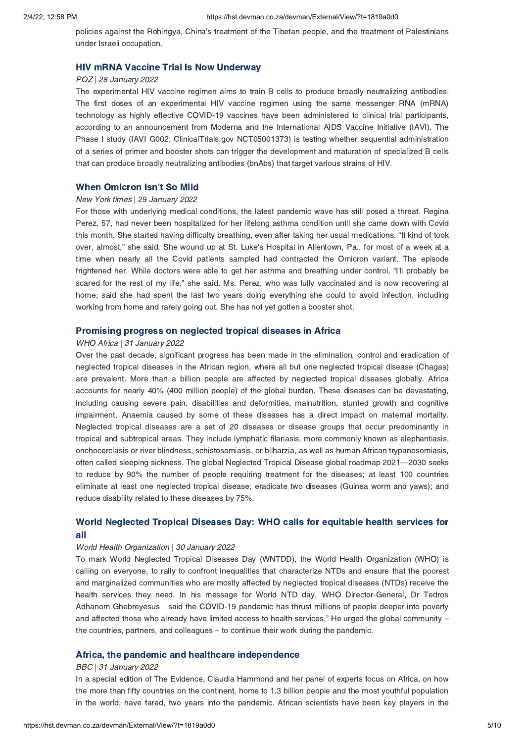policies against the Rohingya, China's treatment of the Tibetan people, and the treatment of Palestinians under Israeli occupation.

## HIV mRNA Vaccine Trial Is Now Underway

*POZ | 28 January 2022*

The experimental HIV vaccine regimen aims to train B cells to produce broadly neutralizing antibodies. The first doses of an experimental HIV vaccine regimen using the same messenger RNA (mRNA) technology as highly effective COVID-19 vaccines have been administered to clinical trial participants, according to an announcement from Moderna and the International AIDS Vaccine Initiative (IAVI). The Phase I study (IAVI G002; ClinicalTrials.gov NCT05001373) is testing whether sequential administration of a series of primer and booster shots can trigger the development and maturation of specialized B cells that can produce broadly neutralizing antibodies (bnAbs) that target various strains of HIV.

## When Omicron Isn't So Mild

*New York times* | 29 *January 2022*

For those with underlying medical conditions, the latest pandemic wave has still posed a threat. Regina Perez, 57, had never been hospitalized for her lifelong asthma condition until she came down with Covid this month. She started having difficulty breathing, even after taking her usual medications. "It kind of took over, almost," she said. She wound up at St. Luke's Hospital in Allentown, Pa., for most of a week at a time when nearly all the Covid patients sampled had contracted the Omicron variant. The episode frightened her. While doctors were able to get her asthma and breathing under control, "I'll probably be scared for the rest of my life," she said. Ms. Perez, who was fully vaccinated and is now recovering at home, said she had spent the last two years doing everything she could to avoid infection, including working from home and rarely going out. She has not yet gotten a booster shot.

## Promising progress on neglected tropical diseases in Africa

*WHO Africa | 31 January 2022*

Over the past decade, significant progress has been made in the elimination, control and eradication of neglected tropical diseases in the African region, where all but one neglected tropical disease (Chagas) are prevalent. More than a billion people are affected by neglected tropical diseases globally. Africa accounts for nearly 40% (400 million people) of the global burden. These diseases can be devastating, including causing severe pain, disabilities and deformities, malnutrition, stunted growth and cognitive impairment. Anaemia caused by some of these diseases has a direct impact on maternal mortality. Neglected tropical diseases are a set of 20 diseases or disease groups that occur predominantly in tropical and subtropical areas. They include lymphatic filariasis, more commonly known as elephantiasis, onchocerciasis or river blindness, schistosomiasis, or bilharzia, as well as human African trypanosomiasis, often called sleeping sickness. The global Neglected Tropical Disease global roadmap 2021—2030 seeks to reduce by 90% the number of people requiring treatment for the diseases; at least 100 countries eliminate at least one neglected tropical disease; eradicate two diseases (Guinea worm and yaws); and reduce disability related to these diseases by 75%.

## World Neglected Tropical Diseases Day: WHO calls for equitable health services for all

*World Health Organization | 30 January 2022*

To mark World Neglected Tropical Diseases Day (WNTDD), the World Health Organization (WHO) is calling on everyone, to rally to confront inequalities that characterize NTDs and ensure that the poorest and marginalized communities who are mostly affected by neglected tropical diseases (NTDs) receive the health services they need. In his message for World NTD day, WHO Director-General, Dr Tedros Adhanom Ghebreyesus said the COVID-19 pandemic has thrust millions of people deeper into poverty and affected those who already have limited access to health services." He urged the global community – the countries, partners, and colleagues – to continue their work during the pandemic.

## Africa, the pandemic and healthcare independence

*BBC | 31 January 2022*

In a special edition of The Evidence, Claudia Hammond and her panel of experts focus on Africa, on how the more than fifty countries on the continent, home to 1.3 billion people and the most youthful population in the world, have fared, two years into the pandemic. African scientists have been key players in the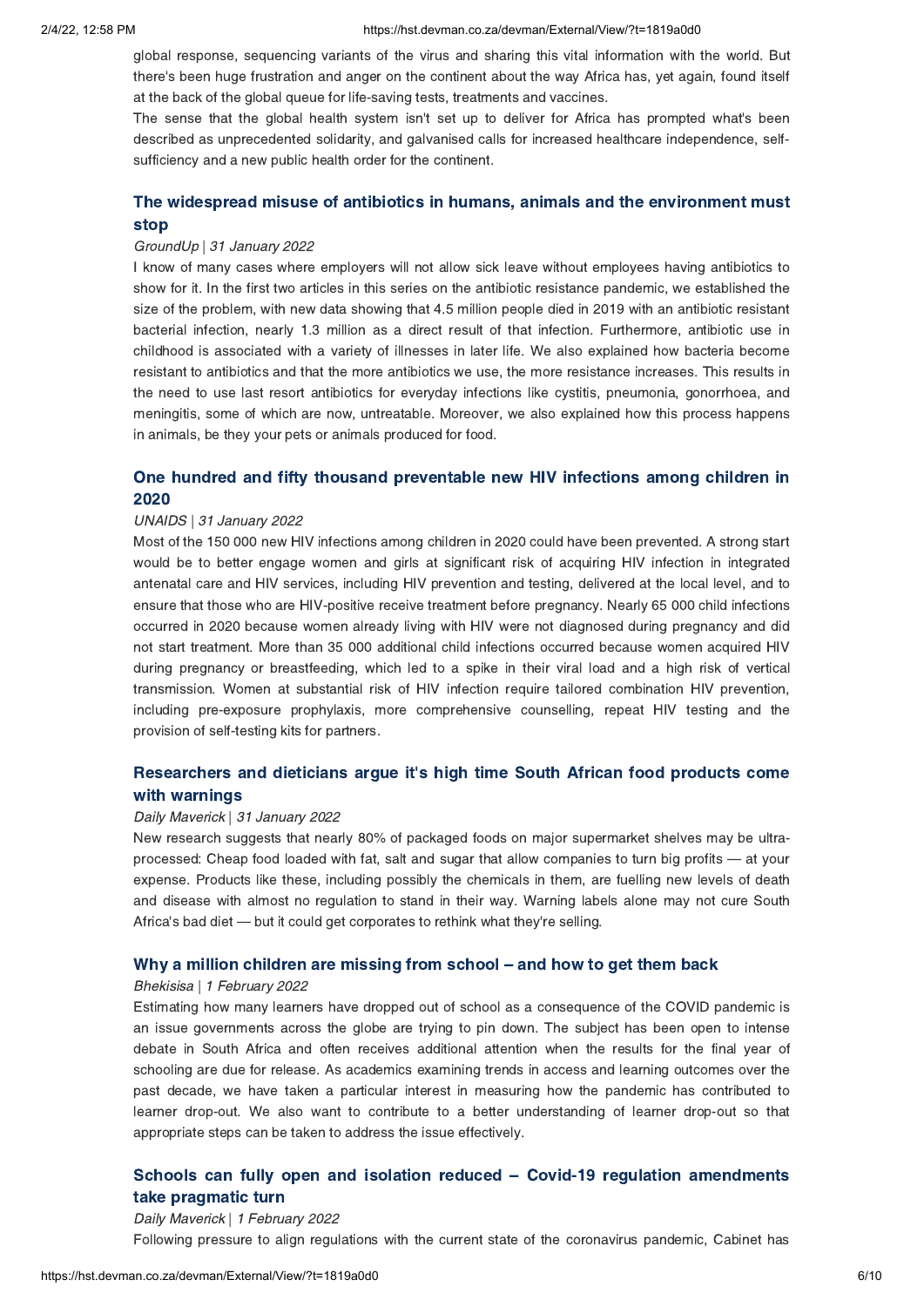global response, sequencing variants of the virus and sharing this vital information with the world. But there's been huge frustration and anger on the continent about the way Africa has, yet again, found itself at the back of the global queue for life-saving tests, treatments and vaccines.
The sense that the global health system isn't set up to deliver for Africa has prompted what's been described as unprecedented solidarity, and galvanised calls for increased healthcare independence, self-sufficiency and a new public health order for the continent.

### The widespread misuse of antibiotics in humans, animals and the environment must stop

*GroundUp | 31 January 2022*

I know of many cases where employers will not allow sick leave without employees having antibiotics to show for it. In the first two articles in this series on the antibiotic resistance pandemic, we established the size of the problem, with new data showing that 4.5 million people died in 2019 with an antibiotic resistant bacterial infection, nearly 1.3 million as a direct result of that infection. Furthermore, antibiotic use in childhood is associated with a variety of illnesses in later life. We also explained how bacteria become resistant to antibiotics and that the more antibiotics we use, the more resistance increases. This results in the need to use last resort antibiotics for everyday infections like cystitis, pneumonia, gonorrhoea, and meningitis, some of which are now, untreatable. Moreover, we also explained how this process happens in animals, be they your pets or animals produced for food.

### One hundred and fifty thousand preventable new HIV infections among children in 2020

*UNAIDS | 31 January 2022*

Most of the 150 000 new HIV infections among children in 2020 could have been prevented. A strong start would be to better engage women and girls at significant risk of acquiring HIV infection in integrated antenatal care and HIV services, including HIV prevention and testing, delivered at the local level, and to ensure that those who are HIV-positive receive treatment before pregnancy. Nearly 65 000 child infections occurred in 2020 because women already living with HIV were not diagnosed during pregnancy and did not start treatment. More than 35 000 additional child infections occurred because women acquired HIV during pregnancy or breastfeeding, which led to a spike in their viral load and a high risk of vertical transmission. Women at substantial risk of HIV infection require tailored combination HIV prevention, including pre-exposure prophylaxis, more comprehensive counselling, repeat HIV testing and the provision of self-testing kits for partners.

### Researchers and dieticians argue it's high time South African food products come with warnings

*Daily Maverick | 31 January 2022*

New research suggests that nearly 80% of packaged foods on major supermarket shelves may be ultra-processed: Cheap food loaded with fat, salt and sugar that allow companies to turn big profits — at your expense. Products like these, including possibly the chemicals in them, are fuelling new levels of death and disease with almost no regulation to stand in their way. Warning labels alone may not cure South Africa's bad diet — but it could get corporates to rethink what they're selling.

### Why a million children are missing from school – and how to get them back

*Bhekisisa | 1 February 2022*

Estimating how many learners have dropped out of school as a consequence of the COVID pandemic is an issue governments across the globe are trying to pin down. The subject has been open to intense debate in South Africa and often receives additional attention when the results for the final year of schooling are due for release. As academics examining trends in access and learning outcomes over the past decade, we have taken a particular interest in measuring how the pandemic has contributed to learner drop-out. We also want to contribute to a better understanding of learner drop-out so that appropriate steps can be taken to address the issue effectively.

### Schools can fully open and isolation reduced – Covid-19 regulation amendments take pragmatic turn

*Daily Maverick | 1 February 2022*

Following pressure to align regulations with the current state of the coronavirus pandemic, Cabinet has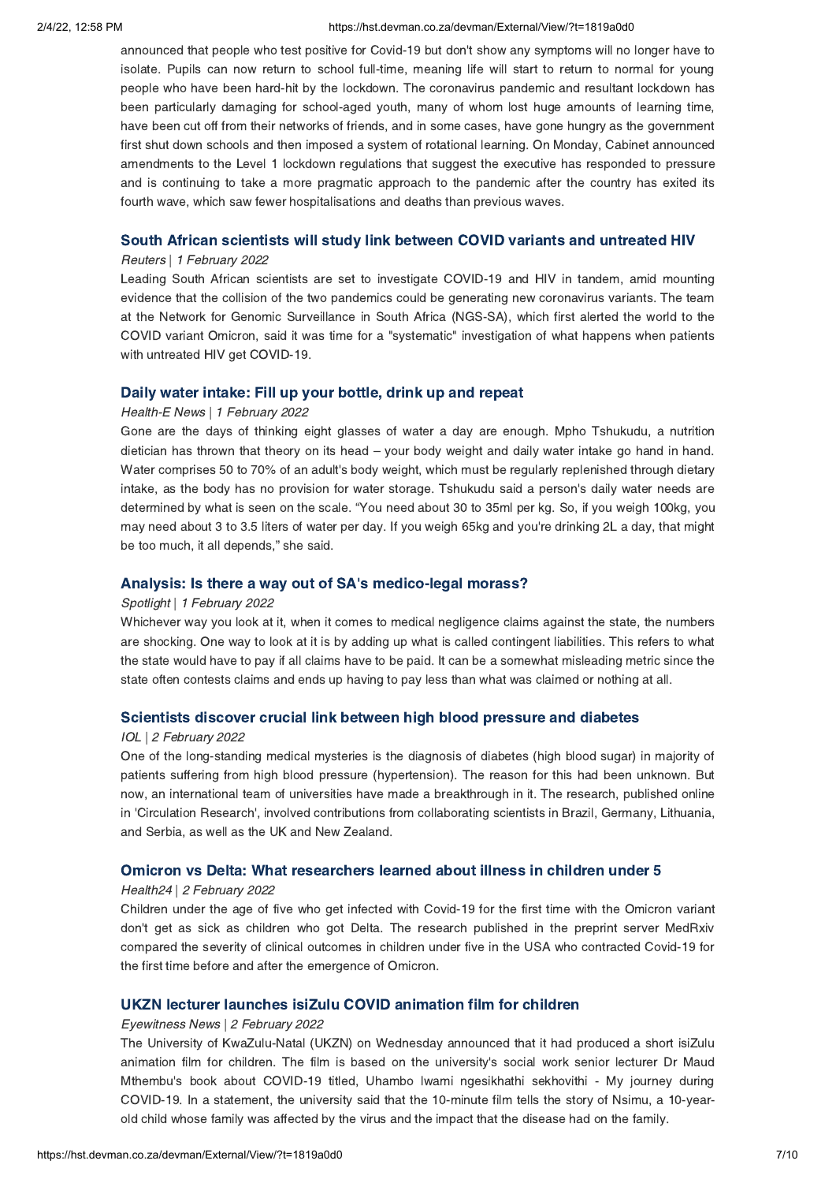announced that people who test positive for Covid-19 but don't show any symptoms will no longer have to isolate. Pupils can now return to school full-time, meaning life will start to return to normal for young people who have been hard-hit by the lockdown. The coronavirus pandemic and resultant lockdown has been particularly damaging for school-aged youth, many of whom lost huge amounts of learning time, have been cut off from their networks of friends, and in some cases, have gone hungry as the government first shut down schools and then imposed a system of rotational learning. On Monday, Cabinet announced amendments to the Level 1 lockdown regulations that suggest the executive has responded to pressure and is continuing to take a more pragmatic approach to the pandemic after the country has exited its fourth wave, which saw fewer hospitalisations and deaths than previous waves.

### South African scientists will study link between COVID variants and untreated HIV

*Reuters | 1 February 2022*

Leading South African scientists are set to investigate COVID-19 and HIV in tandem, amid mounting evidence that the collision of the two pandemics could be generating new coronavirus variants. The team at the Network for Genomic Surveillance in South Africa (NGS-SA), which first alerted the world to the COVID variant Omicron, said it was time for a "systematic" investigation of what happens when patients with untreated HIV get COVID-19.

### Daily water intake: Fill up your bottle, drink up and repeat

*Health-E News | 1 February 2022*

Gone are the days of thinking eight glasses of water a day are enough. Mpho Tshukudu, a nutrition dietician has thrown that theory on its head – your body weight and daily water intake go hand in hand. Water comprises 50 to 70% of an adult's body weight, which must be regularly replenished through dietary intake, as the body has no provision for water storage. Tshukudu said a person's daily water needs are determined by what is seen on the scale. "You need about 30 to 35ml per kg. So, if you weigh 100kg, you may need about 3 to 3.5 liters of water per day. If you weigh 65kg and you're drinking 2L a day, that might be too much, it all depends," she said.

### Analysis: Is there a way out of SA's medico-legal morass?

*Spotlight | 1 February 2022*

Whichever way you look at it, when it comes to medical negligence claims against the state, the numbers are shocking. One way to look at it is by adding up what is called contingent liabilities. This refers to what the state would have to pay if all claims have to be paid. It can be a somewhat misleading metric since the state often contests claims and ends up having to pay less than what was claimed or nothing at all.

### Scientists discover crucial link between high blood pressure and diabetes

*IOL | 2 February 2022*

One of the long-standing medical mysteries is the diagnosis of diabetes (high blood sugar) in majority of patients suffering from high blood pressure (hypertension). The reason for this had been unknown. But now, an international team of universities have made a breakthrough in it. The research, published online in 'Circulation Research', involved contributions from collaborating scientists in Brazil, Germany, Lithuania, and Serbia, as well as the UK and New Zealand.

### Omicron vs Delta: What researchers learned about illness in children under 5

*Health24 | 2 February 2022*

Children under the age of five who get infected with Covid-19 for the first time with the Omicron variant don't get as sick as children who got Delta. The research published in the preprint server MedRxiv compared the severity of clinical outcomes in children under five in the USA who contracted Covid-19 for the first time before and after the emergence of Omicron.

### UKZN lecturer launches isiZulu COVID animation film for children

*Eyewitness News | 2 February 2022*

The University of KwaZulu-Natal (UKZN) on Wednesday announced that it had produced a short isiZulu animation film for children. The film is based on the university's social work senior lecturer Dr Maud Mthembu's book about COVID-19 titled, Uhambo lwami ngesikhathi sekhovithi - My journey during COVID-19. In a statement, the university said that the 10-minute film tells the story of Nsimu, a 10-year-old child whose family was affected by the virus and the impact that the disease had on the family.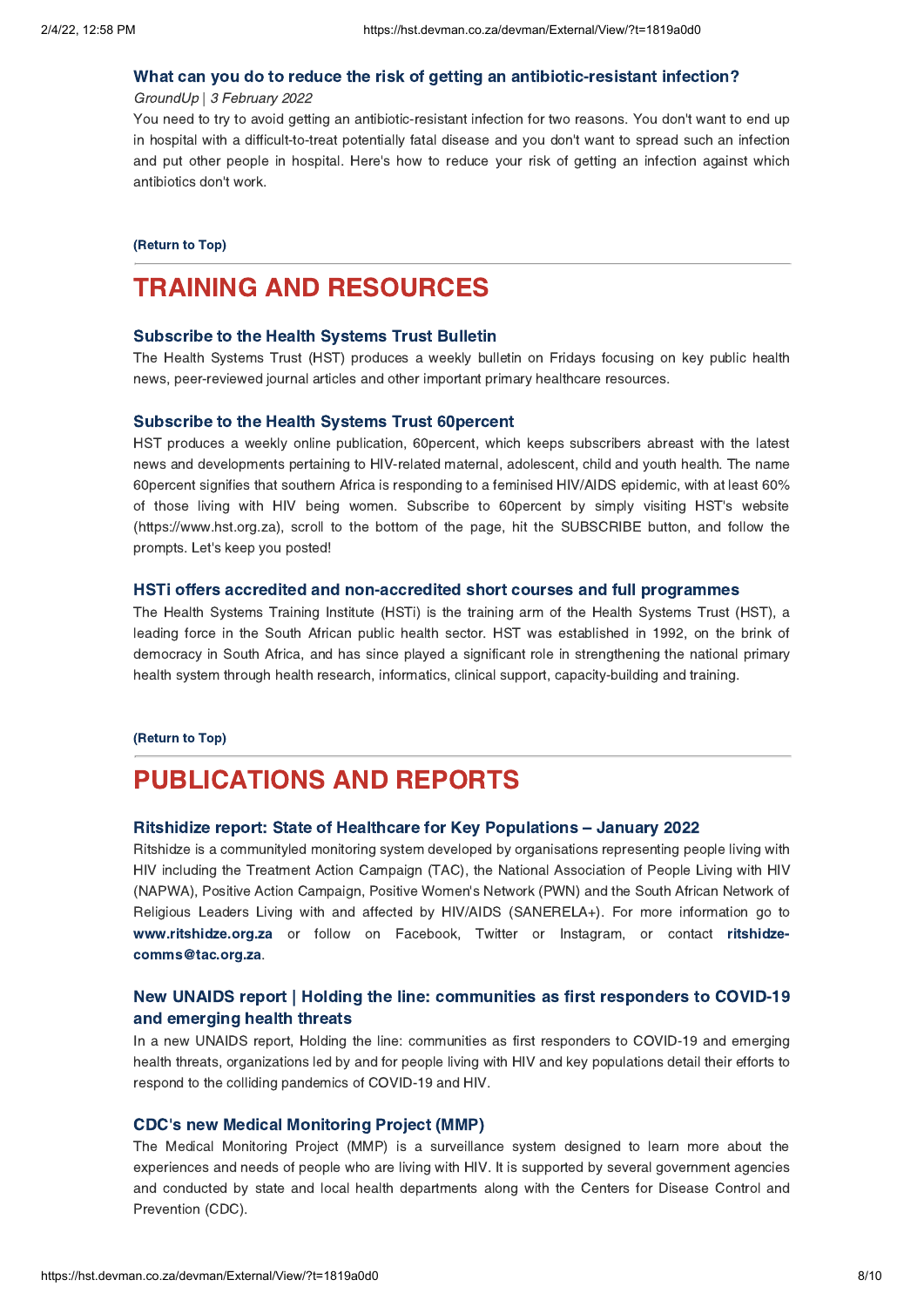### What can you do to reduce the risk of getting an antibiotic-resistant infection?

*GroundUp | 3 February 2022*

You need to try to avoid getting an antibiotic-resistant infection for two reasons. You don't want to end up in hospital with a difficult-to-treat potentially fatal disease and you don't want to spread such an infection and put other people in hospital. Here's how to reduce your risk of getting an infection against which antibiotics don't work.

**(Return to Top)**

## TRAINING AND RESOURCES

### Subscribe to the Health Systems Trust Bulletin

The Health Systems Trust (HST) produces a weekly bulletin on Fridays focusing on key public health news, peer-reviewed journal articles and other important primary healthcare resources.

### Subscribe to the Health Systems Trust 60percent

HST produces a weekly online publication, 60percent, which keeps subscribers abreast with the latest news and developments pertaining to HIV-related maternal, adolescent, child and youth health. The name 60percent signifies that southern Africa is responding to a feminised HIV/AIDS epidemic, with at least 60% of those living with HIV being women. Subscribe to 60percent by simply visiting HST's website (https://www.hst.org.za), scroll to the bottom of the page, hit the SUBSCRIBE button, and follow the prompts. Let's keep you posted!

### HSTi offers accredited and non-accredited short courses and full programmes

The Health Systems Training Institute (HSTi) is the training arm of the Health Systems Trust (HST), a leading force in the South African public health sector. HST was established in 1992, on the brink of democracy in South Africa, and has since played a significant role in strengthening the national primary health system through health research, informatics, clinical support, capacity-building and training.

**(Return to Top)**

## PUBLICATIONS AND REPORTS

### Ritshidize report: State of Healthcare for Key Populations – January 2022

Ritshidze is a communityled monitoring system developed by organisations representing people living with HIV including the Treatment Action Campaign (TAC), the National Association of People Living with HIV (NAPWA), Positive Action Campaign, Positive Women's Network (PWN) and the South African Network of Religious Leaders Living with and affected by HIV/AIDS (SANERELA+). For more information go to **www.ritshidze.org.za** or follow on Facebook, Twitter or Instagram, or contact **ritshidze-comms@tac.org.za**.

### New UNAIDS report | Holding the line: communities as first responders to COVID-19 and emerging health threats

In a new UNAIDS report, Holding the line: communities as first responders to COVID-19 and emerging health threats, organizations led by and for people living with HIV and key populations detail their efforts to respond to the colliding pandemics of COVID-19 and HIV.

### CDC's new Medical Monitoring Project (MMP)

The Medical Monitoring Project (MMP) is a surveillance system designed to learn more about the experiences and needs of people who are living with HIV. It is supported by several government agencies and conducted by state and local health departments along with the Centers for Disease Control and Prevention (CDC).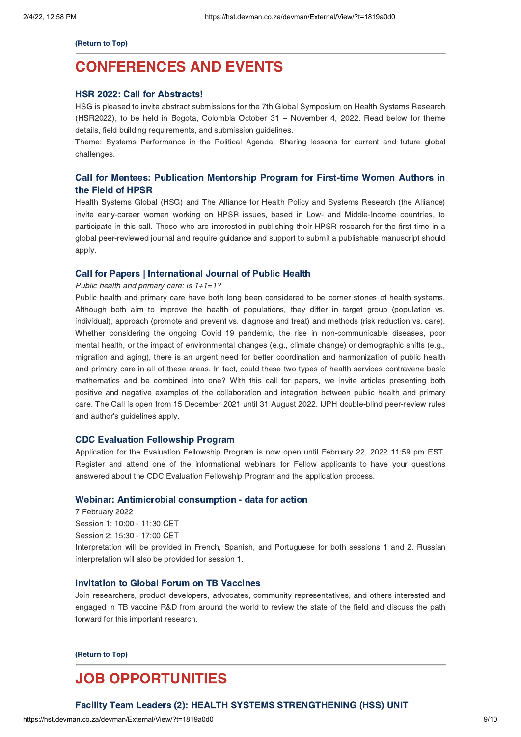**(Return to Top)**

# CONFERENCES AND EVENTS

### HSR 2022: Call for Abstracts!

HSG is pleased to invite abstract submissions for the 7th Global Symposium on Health Systems Research (HSR2022), to be held in Bogota, Colombia October 31 – November 4, 2022. Read below for theme details, field building requirements, and submission guidelines.

Theme: Systems Performance in the Political Agenda: Sharing lessons for current and future global challenges.

### Call for Mentees: Publication Mentorship Program for First-time Women Authors in the Field of HPSR

Health Systems Global (HSG) and The Alliance for Health Policy and Systems Research (the Alliance) invite early-career women working on HPSR issues, based in Low- and Middle-Income countries, to participate in this call. Those who are interested in publishing their HPSR research for the first time in a global peer-reviewed journal and require guidance and support to submit a publishable manuscript should apply.

### Call for Papers | International Journal of Public Health

*Public health and primary care; is 1+1=1?*

Public health and primary care have both long been considered to be corner stones of health systems. Although both aim to improve the health of populations, they differ in target group (population vs. individual), approach (promote and prevent vs. diagnose and treat) and methods (risk reduction vs. care). Whether considering the ongoing Covid 19 pandemic, the rise in non-communicable diseases, poor mental health, or the impact of environmental changes (e.g., climate change) or demographic shifts (e.g., migration and aging), there is an urgent need for better coordination and harmonization of public health and primary care in all of these areas. In fact, could these two types of health services contravene basic mathematics and be combined into one? With this call for papers, we invite articles presenting both positive and negative examples of the collaboration and integration between public health and primary care. The Call is open from 15 December 2021 until 31 August 2022. IJPH double-blind peer-review rules and author's guidelines apply.

### CDC Evaluation Fellowship Program

Application for the Evaluation Fellowship Program is now open until February 22, 2022 11:59 pm EST. Register and attend one of the informational webinars for Fellow applicants to have your questions answered about the CDC Evaluation Fellowship Program and the application process.

### Webinar: Antimicrobial consumption - data for action

7 February 2022
Session 1: 10:00 - 11:30 CET
Session 2: 15:30 - 17:00 CET
Interpretation will be provided in French, Spanish, and Portuguese for both sessions 1 and 2. Russian interpretation will also be provided for session 1.

### Invitation to Global Forum on TB Vaccines

Join researchers, product developers, advocates, community representatives, and others interested and engaged in TB vaccine R&D from around the world to review the state of the field and discuss the path forward for this important research.

**(Return to Top)**

# JOB OPPORTUNITIES

### Facility Team Leaders (2): HEALTH SYSTEMS STRENGTHENING (HSS) UNIT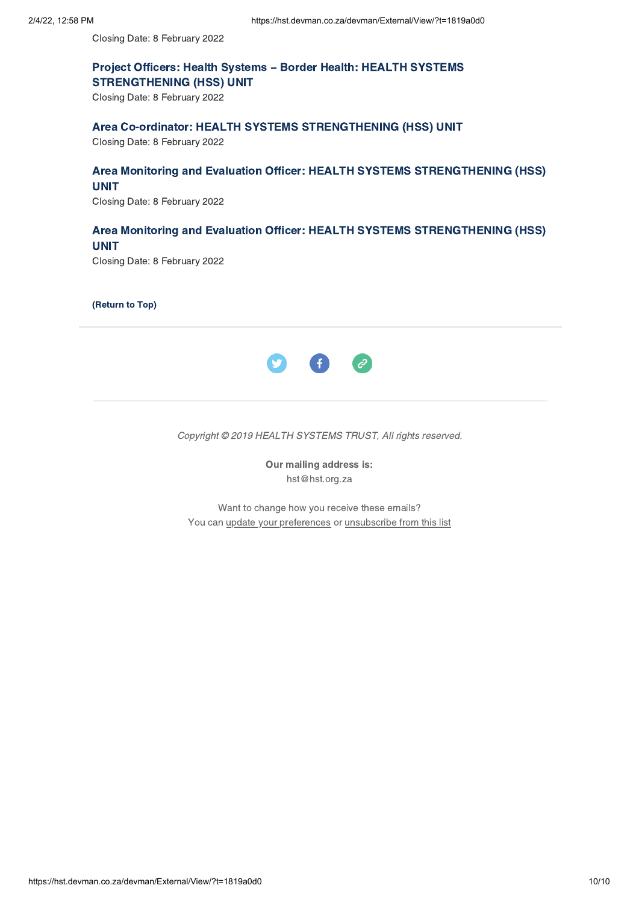Closing Date: 8 February 2022

**Project Officers: Health Systems – Border Health: HEALTH SYSTEMS STRENGTHENING (HSS) UNIT**
Closing Date: 8 February 2022

**Area Co-ordinator: HEALTH SYSTEMS STRENGTHENING (HSS) UNIT**
Closing Date: 8 February 2022

**Area Monitoring and Evaluation Officer: HEALTH SYSTEMS STRENGTHENING (HSS) UNIT**
Closing Date: 8 February 2022

**Area Monitoring and Evaluation Officer: HEALTH SYSTEMS STRENGTHENING (HSS) UNIT**
Closing Date: 8 February 2022

**(Return to Top)**

---

*Copyright © 2019 HEALTH SYSTEMS TRUST, All rights reserved.*

**Our mailing address is:**
hst@hst.org.za

Want to change how you receive these emails?
You can update your preferences or unsubscribe from this list